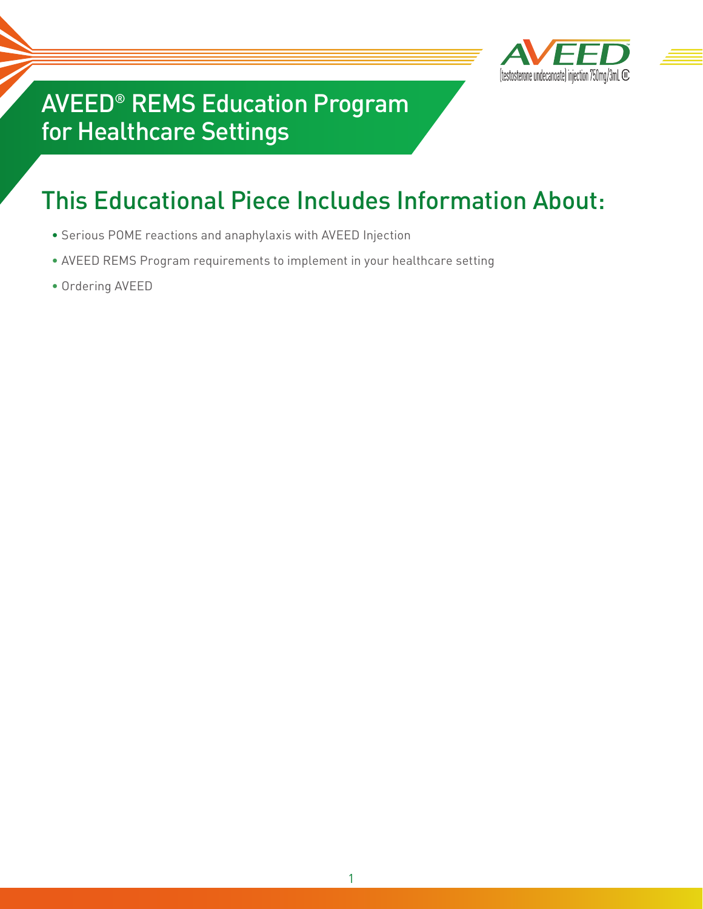AVEED™ (testosterone undecanoate) injection 750mg/3mL CIII

# AVEED® REMS Education Program for Healthcare Settings

## This Educational Piece Includes Information About:

- Serious POME reactions and anaphylaxis with AVEED Injection
- AVEED REMS Program requirements to implement in your healthcare setting
- Ordering AVEED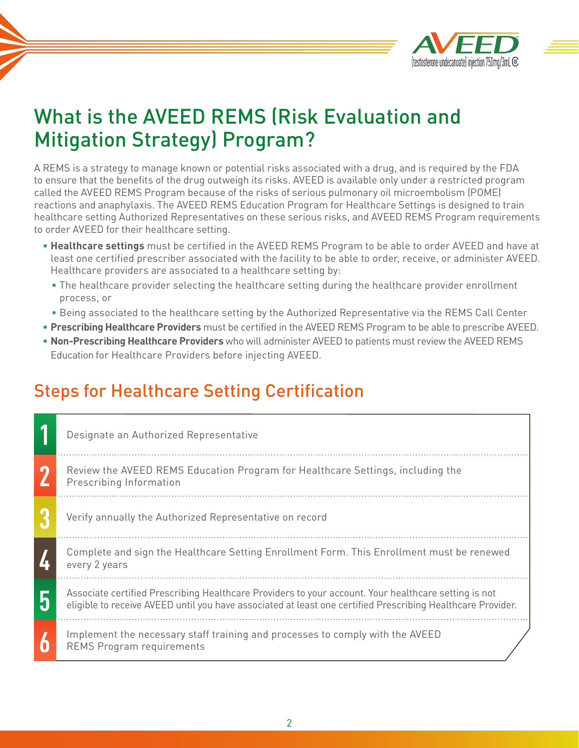# What is the AVEED REMS (Risk Evaluation and Mitigation Strategy) Program?

A REMS is a strategy to manage known or potential risks associated with a drug, and is required by the FDA to ensure that the benefits of the drug outweigh its risks. AVEED is available only under a restricted program called the AVEED REMS Program because of the risks of serious pulmonary oil microembolism (POME) reactions and anaphylaxis. The AVEED REMS Education Program for Healthcare Settings is designed to train healthcare setting Authorized Representatives on these serious risks, and AVEED REMS Program requirements to order AVEED for their healthcare setting.

- **Healthcare settings** must be certified in the AVEED REMS Program to be able to order AVEED and have at least one certified prescriber associated with the facility to be able to order, receive, or administer AVEED. Healthcare providers are associated to a healthcare setting by:
  - The healthcare provider selecting the healthcare setting during the healthcare provider enrollment process, or
  - Being associated to the healthcare setting by the Authorized Representative via the REMS Call Center
- **Prescribing Healthcare Providers** must be certified in the AVEED REMS Program to be able to prescribe AVEED.
- **Non-Prescribing Healthcare Providers** who will administer AVEED to patients must review the AVEED REMS Education for Healthcare Providers before injecting AVEED.

## Steps for Healthcare Setting Certification

| Step | Action |
|---|---|
| 1 | Designate an Authorized Representative |
| 2 | Review the AVEED REMS Education Program for Healthcare Settings, including the Prescribing Information |
| 3 | Verify annually the Authorized Representative on record |
| 4 | Complete and sign the Healthcare Setting Enrollment Form. This Enrollment must be renewed every 2 years |
| 5 | Associate certified Prescribing Healthcare Providers to your account. Your healthcare setting is not eligible to receive AVEED until you have associated at least one certified Prescribing Healthcare Provider. |
| 6 | Implement the necessary staff training and processes to comply with the AVEED REMS Program requirements |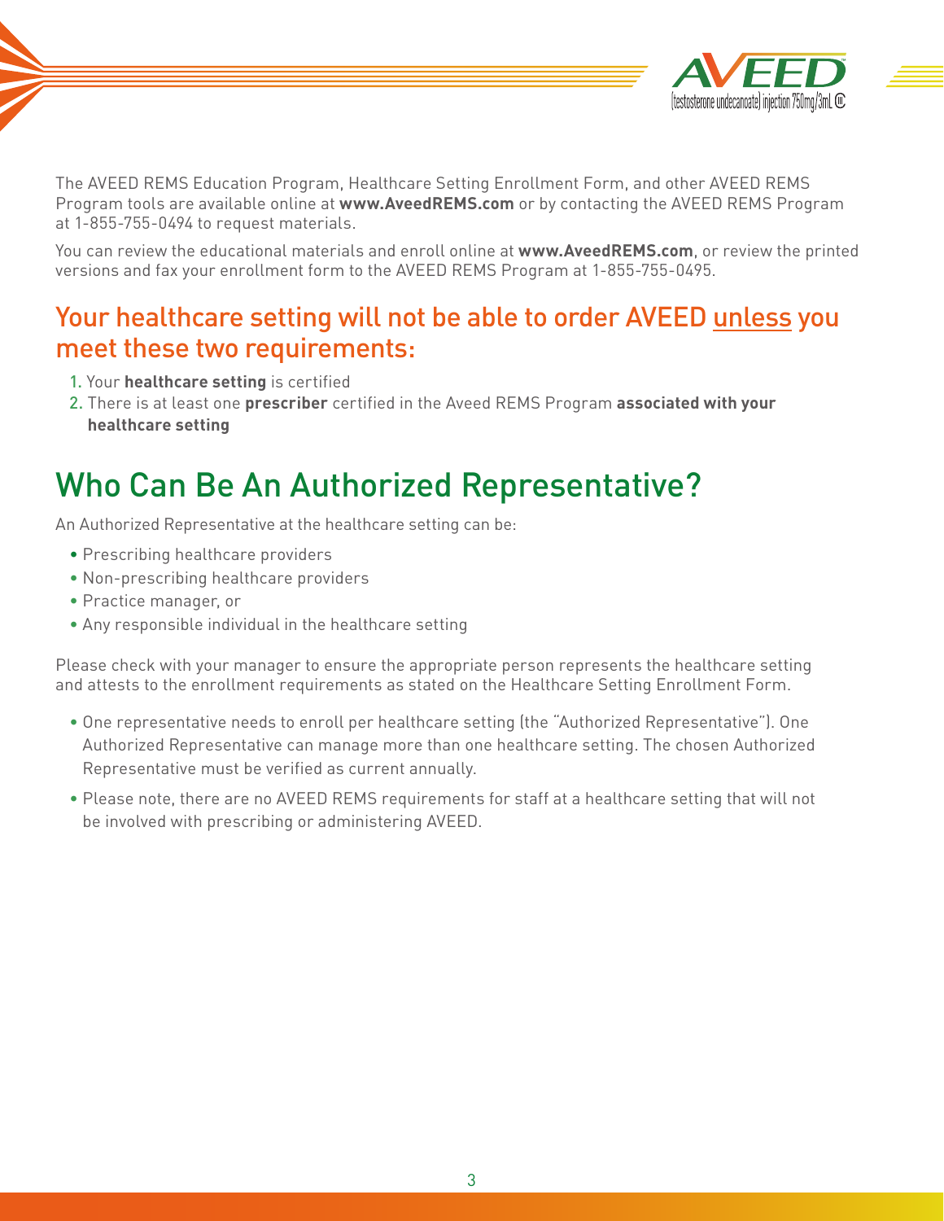The AVEED REMS Education Program, Healthcare Setting Enrollment Form, and other AVEED REMS Program tools are available online at **www.AveedREMS.com** or by contacting the AVEED REMS Program at 1-855-755-0494 to request materials.

You can review the educational materials and enroll online at **www.AveedREMS.com**, or review the printed versions and fax your enrollment form to the AVEED REMS Program at 1-855-755-0495.

### Your healthcare setting will not be able to order AVEED unless you meet these two requirements:

1. Your **healthcare setting** is certified
2. There is at least one **prescriber** certified in the Aveed REMS Program **associated with your healthcare setting**

## Who Can Be An Authorized Representative?

An Authorized Representative at the healthcare setting can be:

- Prescribing healthcare providers
- Non-prescribing healthcare providers
- Practice manager, or
- Any responsible individual in the healthcare setting

Please check with your manager to ensure the appropriate person represents the healthcare setting and attests to the enrollment requirements as stated on the Healthcare Setting Enrollment Form.

- One representative needs to enroll per healthcare setting (the "Authorized Representative"). One Authorized Representative can manage more than one healthcare setting. The chosen Authorized Representative must be verified as current annually.
- Please note, there are no AVEED REMS requirements for staff at a healthcare setting that will not be involved with prescribing or administering AVEED.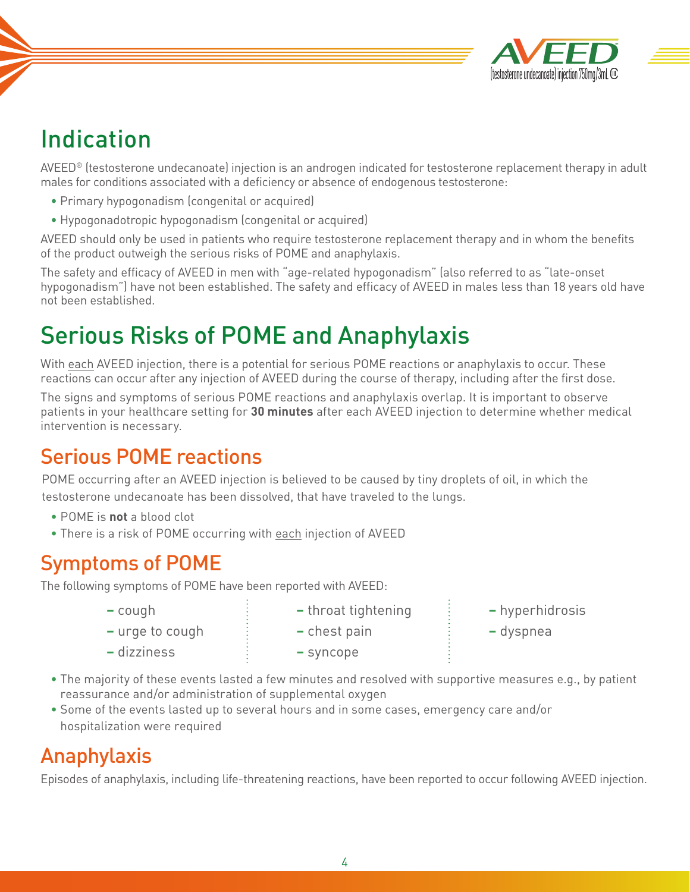# Indication

AVEED® (testosterone undecanoate) injection is an androgen indicated for testosterone replacement therapy in adult males for conditions associated with a deficiency or absence of endogenous testosterone:

- Primary hypogonadism (congenital or acquired)
- Hypogonadotropic hypogonadism (congenital or acquired)

AVEED should only be used in patients who require testosterone replacement therapy and in whom the benefits of the product outweigh the serious risks of POME and anaphylaxis.

The safety and efficacy of AVEED in men with "age-related hypogonadism" (also referred to as "late-onset hypogonadism") have not been established. The safety and efficacy of AVEED in males less than 18 years old have not been established.

# Serious Risks of POME and Anaphylaxis

With each AVEED injection, there is a potential for serious POME reactions or anaphylaxis to occur. These reactions can occur after any injection of AVEED during the course of therapy, including after the first dose.

The signs and symptoms of serious POME reactions and anaphylaxis overlap. It is important to observe patients in your healthcare setting for **30 minutes** after each AVEED injection to determine whether medical intervention is necessary.

## Serious POME reactions

POME occurring after an AVEED injection is believed to be caused by tiny droplets of oil, in which the testosterone undecanoate has been dissolved, that have traveled to the lungs.

- POME is **not** a blood clot
- There is a risk of POME occurring with each injection of AVEED

## Symptoms of POME

The following symptoms of POME have been reported with AVEED:

- cough
- urge to cough
- dizziness
- throat tightening
- chest pain
- syncope
- hyperhidrosis
- dyspnea

- The majority of these events lasted a few minutes and resolved with supportive measures e.g., by patient reassurance and/or administration of supplemental oxygen
- Some of the events lasted up to several hours and in some cases, emergency care and/or hospitalization were required

## Anaphylaxis

Episodes of anaphylaxis, including life-threatening reactions, have been reported to occur following AVEED injection.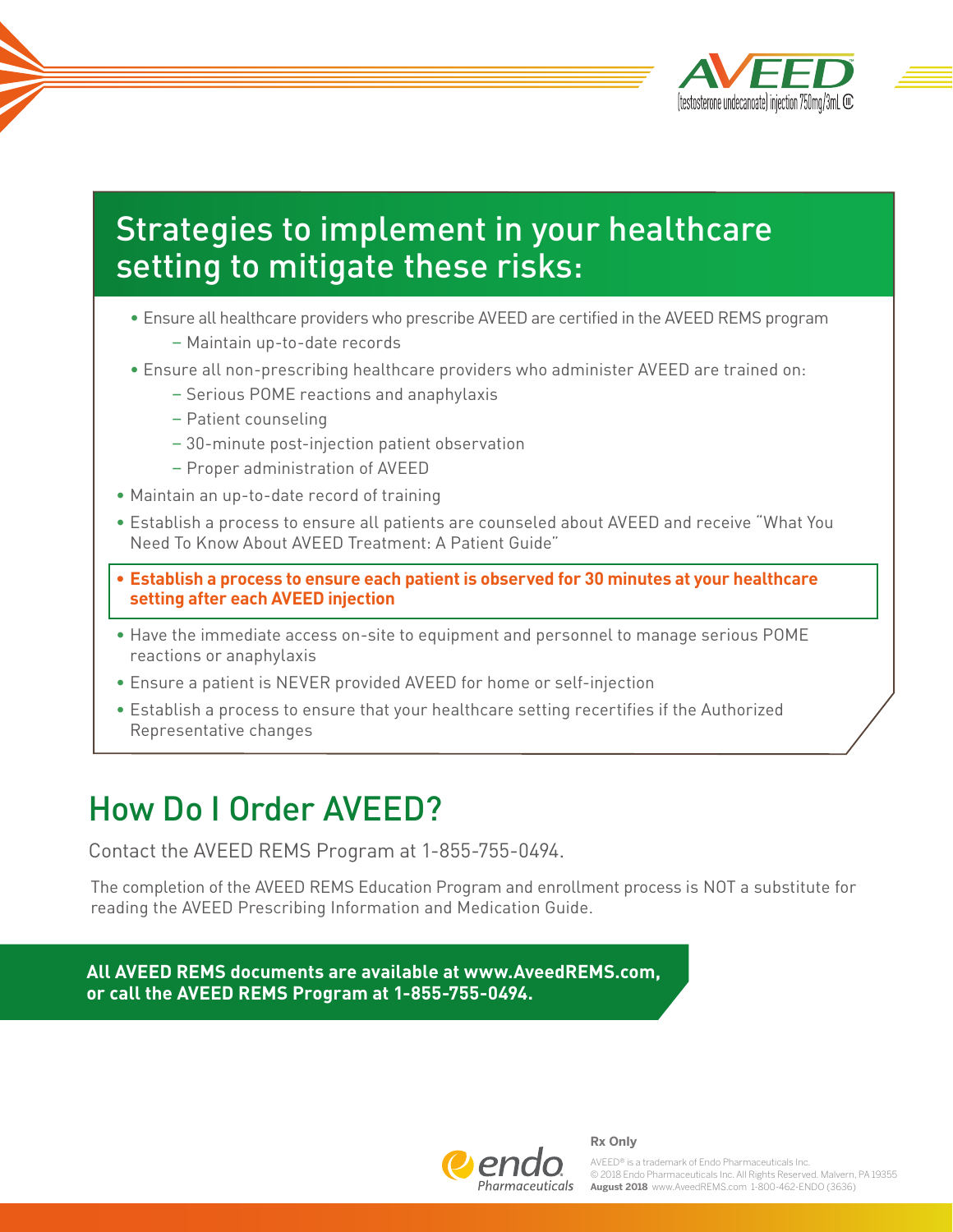AVEED (testosterone undecanoate) injection 750mg/3mL CIII

## Strategies to implement in your healthcare setting to mitigate these risks:

- Ensure all healthcare providers who prescribe AVEED are certified in the AVEED REMS program
  - Maintain up-to-date records
- Ensure all non-prescribing healthcare providers who administer AVEED are trained on:
  - Serious POME reactions and anaphylaxis
  - Patient counseling
  - 30-minute post-injection patient observation
  - Proper administration of AVEED
- Maintain an up-to-date record of training
- Establish a process to ensure all patients are counseled about AVEED and receive "What You Need To Know About AVEED Treatment: A Patient Guide"
- **Establish a process to ensure each patient is observed for 30 minutes at your healthcare setting after each AVEED injection**
- Have the immediate access on-site to equipment and personnel to manage serious POME reactions or anaphylaxis
- Ensure a patient is NEVER provided AVEED for home or self-injection
- Establish a process to ensure that your healthcare setting recertifies if the Authorized Representative changes

## How Do I Order AVEED?

Contact the AVEED REMS Program at 1-855-755-0494.

The completion of the AVEED REMS Education Program and enrollment process is NOT a substitute for reading the AVEED Prescribing Information and Medication Guide.

**All AVEED REMS documents are available at www.AveedREMS.com, or call the AVEED REMS Program at 1-855-755-0494.**

endo Pharmaceuticals

**Rx Only**

AVEED® is a trademark of Endo Pharmaceuticals Inc.
© 2018 Endo Pharmaceuticals Inc. All Rights Reserved. Malvern, PA 19355
**August 2018** www.AveedREMS.com 1-800-462-ENDO (3636)